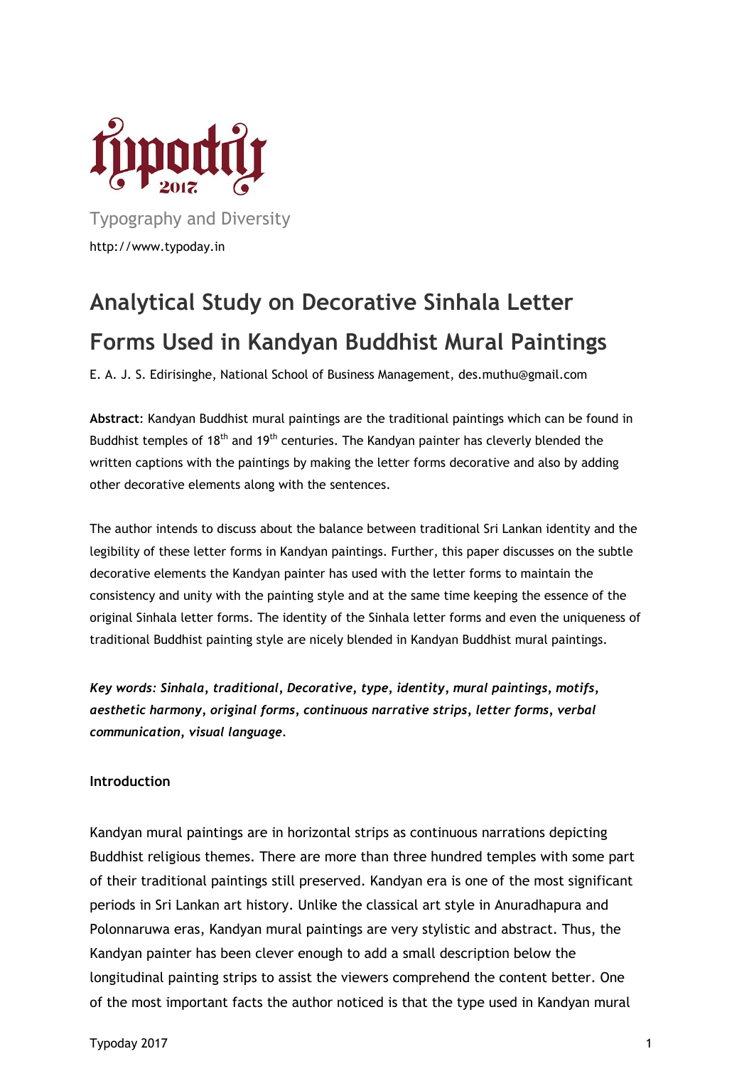Typography and Diversity

http://www.typoday.in

# Analytical Study on Decorative Sinhala Letter Forms Used in Kandyan Buddhist Mural Paintings

E. A. J. S. Edirisinghe, National School of Business Management, des.muthu@gmail.com

**Abstract**: Kandyan Buddhist mural paintings are the traditional paintings which can be found in Buddhist temples of 18th and 19th centuries. The Kandyan painter has cleverly blended the written captions with the paintings by making the letter forms decorative and also by adding other decorative elements along with the sentences.

The author intends to discuss about the balance between traditional Sri Lankan identity and the legibility of these letter forms in Kandyan paintings. Further, this paper discusses on the subtle decorative elements the Kandyan painter has used with the letter forms to maintain the consistency and unity with the painting style and at the same time keeping the essence of the original Sinhala letter forms. The identity of the Sinhala letter forms and even the uniqueness of traditional Buddhist painting style are nicely blended in Kandyan Buddhist mural paintings.

***Key words: Sinhala, traditional, Decorative, type, identity, mural paintings, motifs, aesthetic harmony, original forms, continuous narrative strips, letter forms, verbal communication, visual language.***

**Introduction**

Kandyan mural paintings are in horizontal strips as continuous narrations depicting Buddhist religious themes. There are more than three hundred temples with some part of their traditional paintings still preserved. Kandyan era is one of the most significant periods in Sri Lankan art history. Unlike the classical art style in Anuradhapura and Polonnaruwa eras, Kandyan mural paintings are very stylistic and abstract. Thus, the Kandyan painter has been clever enough to add a small description below the longitudinal painting strips to assist the viewers comprehend the content better. One of the most important facts the author noticed is that the type used in Kandyan mural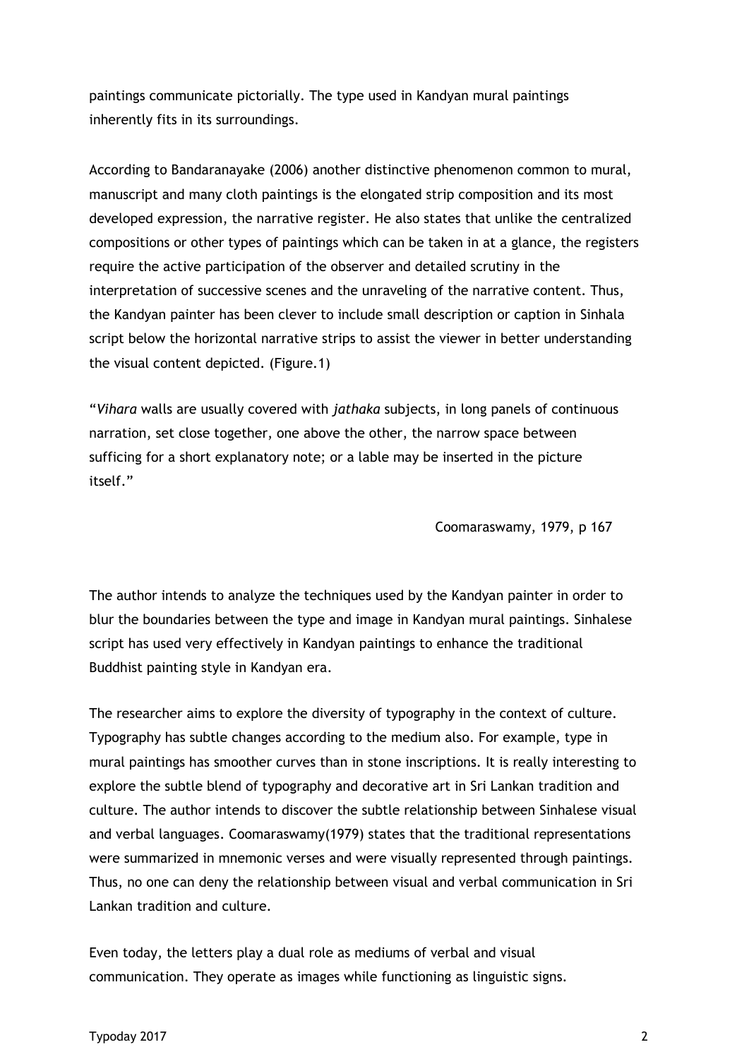paintings communicate pictorially. The type used in Kandyan mural paintings inherently fits in its surroundings.

According to Bandaranayake (2006) another distinctive phenomenon common to mural, manuscript and many cloth paintings is the elongated strip composition and its most developed expression, the narrative register. He also states that unlike the centralized compositions or other types of paintings which can be taken in at a glance, the registers require the active participation of the observer and detailed scrutiny in the interpretation of successive scenes and the unraveling of the narrative content. Thus, the Kandyan painter has been clever to include small description or caption in Sinhala script below the horizontal narrative strips to assist the viewer in better understanding the visual content depicted. (Figure.1)

"*Vihara* walls are usually covered with *jathaka* subjects, in long panels of continuous narration, set close together, one above the other, the narrow space between sufficing for a short explanatory note; or a lable may be inserted in the picture itself."

Coomaraswamy, 1979, p 167

The author intends to analyze the techniques used by the Kandyan painter in order to blur the boundaries between the type and image in Kandyan mural paintings. Sinhalese script has used very effectively in Kandyan paintings to enhance the traditional Buddhist painting style in Kandyan era.

The researcher aims to explore the diversity of typography in the context of culture. Typography has subtle changes according to the medium also. For example, type in mural paintings has smoother curves than in stone inscriptions. It is really interesting to explore the subtle blend of typography and decorative art in Sri Lankan tradition and culture. The author intends to discover the subtle relationship between Sinhalese visual and verbal languages. Coomaraswamy(1979) states that the traditional representations were summarized in mnemonic verses and were visually represented through paintings. Thus, no one can deny the relationship between visual and verbal communication in Sri Lankan tradition and culture.

Even today, the letters play a dual role as mediums of verbal and visual communication. They operate as images while functioning as linguistic signs.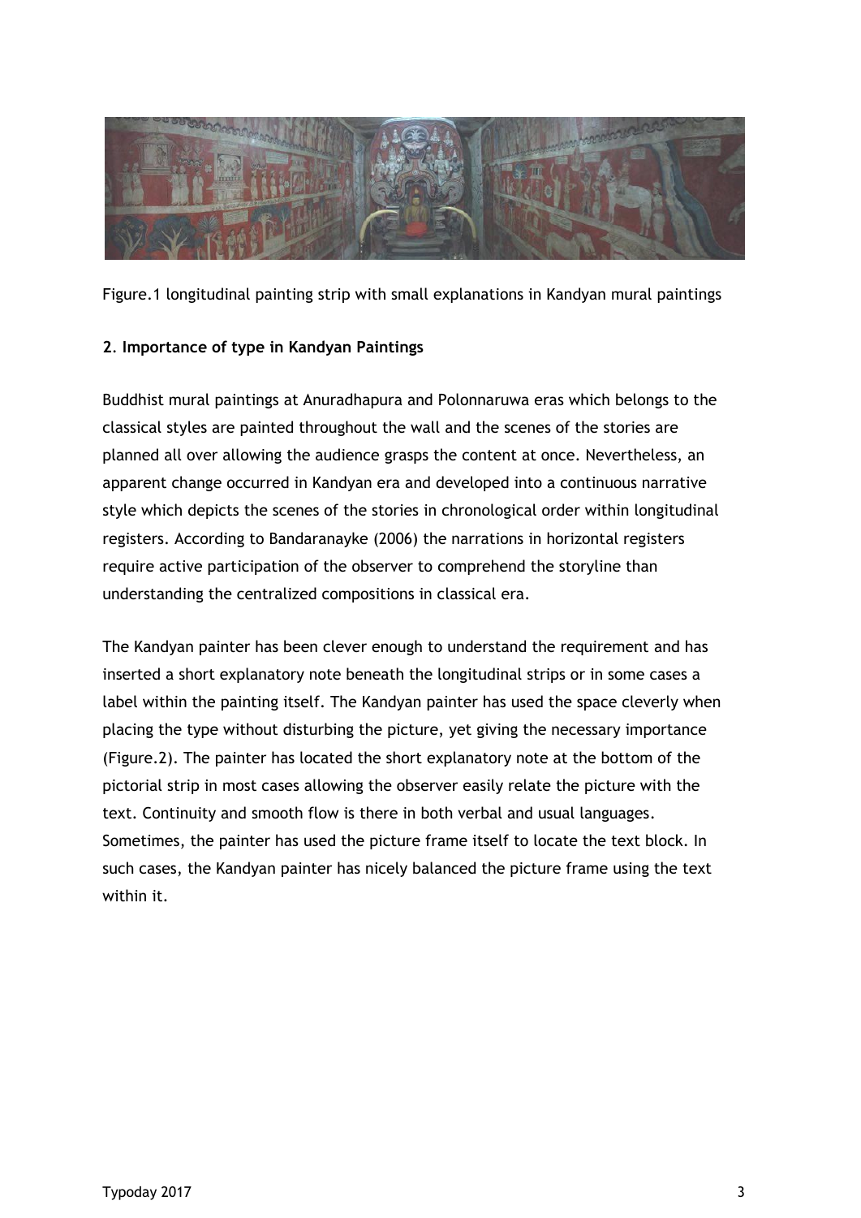Figure.1 longitudinal painting strip with small explanations in Kandyan mural paintings

**2. Importance of type in Kandyan Paintings**

Buddhist mural paintings at Anuradhapura and Polonnaruwa eras which belongs to the classical styles are painted throughout the wall and the scenes of the stories are planned all over allowing the audience grasps the content at once. Nevertheless, an apparent change occurred in Kandyan era and developed into a continuous narrative style which depicts the scenes of the stories in chronological order within longitudinal registers. According to Bandaranayke (2006) the narrations in horizontal registers require active participation of the observer to comprehend the storyline than understanding the centralized compositions in classical era.

The Kandyan painter has been clever enough to understand the requirement and has inserted a short explanatory note beneath the longitudinal strips or in some cases a label within the painting itself. The Kandyan painter has used the space cleverly when placing the type without disturbing the picture, yet giving the necessary importance (Figure.2). The painter has located the short explanatory note at the bottom of the pictorial strip in most cases allowing the observer easily relate the picture with the text. Continuity and smooth flow is there in both verbal and usual languages. Sometimes, the painter has used the picture frame itself to locate the text block. In such cases, the Kandyan painter has nicely balanced the picture frame using the text within it.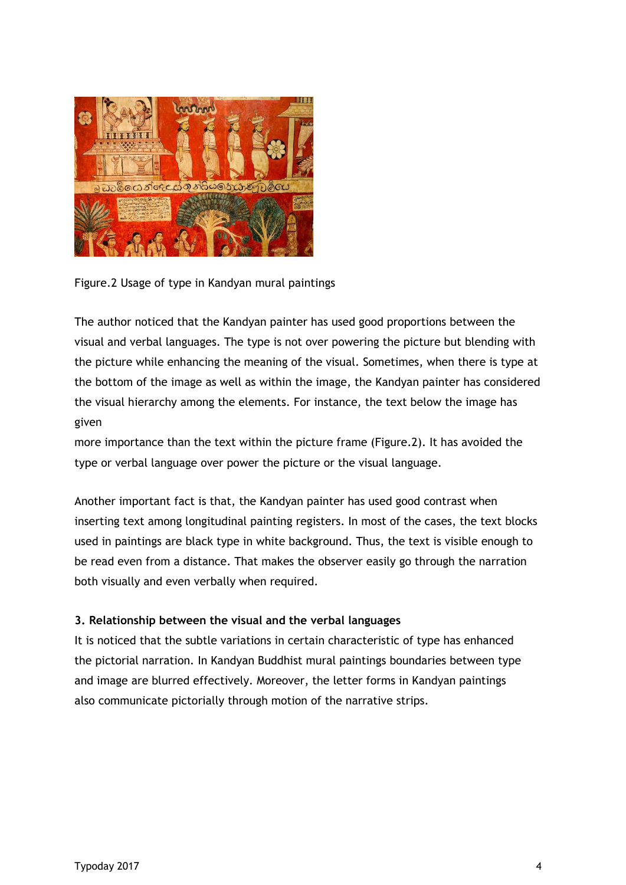Figure.2 Usage of type in Kandyan mural paintings

The author noticed that the Kandyan painter has used good proportions between the visual and verbal languages. The type is not over powering the picture but blending with the picture while enhancing the meaning of the visual. Sometimes, when there is type at the bottom of the image as well as within the image, the Kandyan painter has considered the visual hierarchy among the elements. For instance, the text below the image has given
more importance than the text within the picture frame (Figure.2). It has avoided the type or verbal language over power the picture or the visual language.

Another important fact is that, the Kandyan painter has used good contrast when inserting text among longitudinal painting registers. In most of the cases, the text blocks used in paintings are black type in white background. Thus, the text is visible enough to be read even from a distance. That makes the observer easily go through the narration both visually and even verbally when required.

**3. Relationship between the visual and the verbal languages**

It is noticed that the subtle variations in certain characteristic of type has enhanced the pictorial narration. In Kandyan Buddhist mural paintings boundaries between type and image are blurred effectively. Moreover, the letter forms in Kandyan paintings also communicate pictorially through motion of the narrative strips.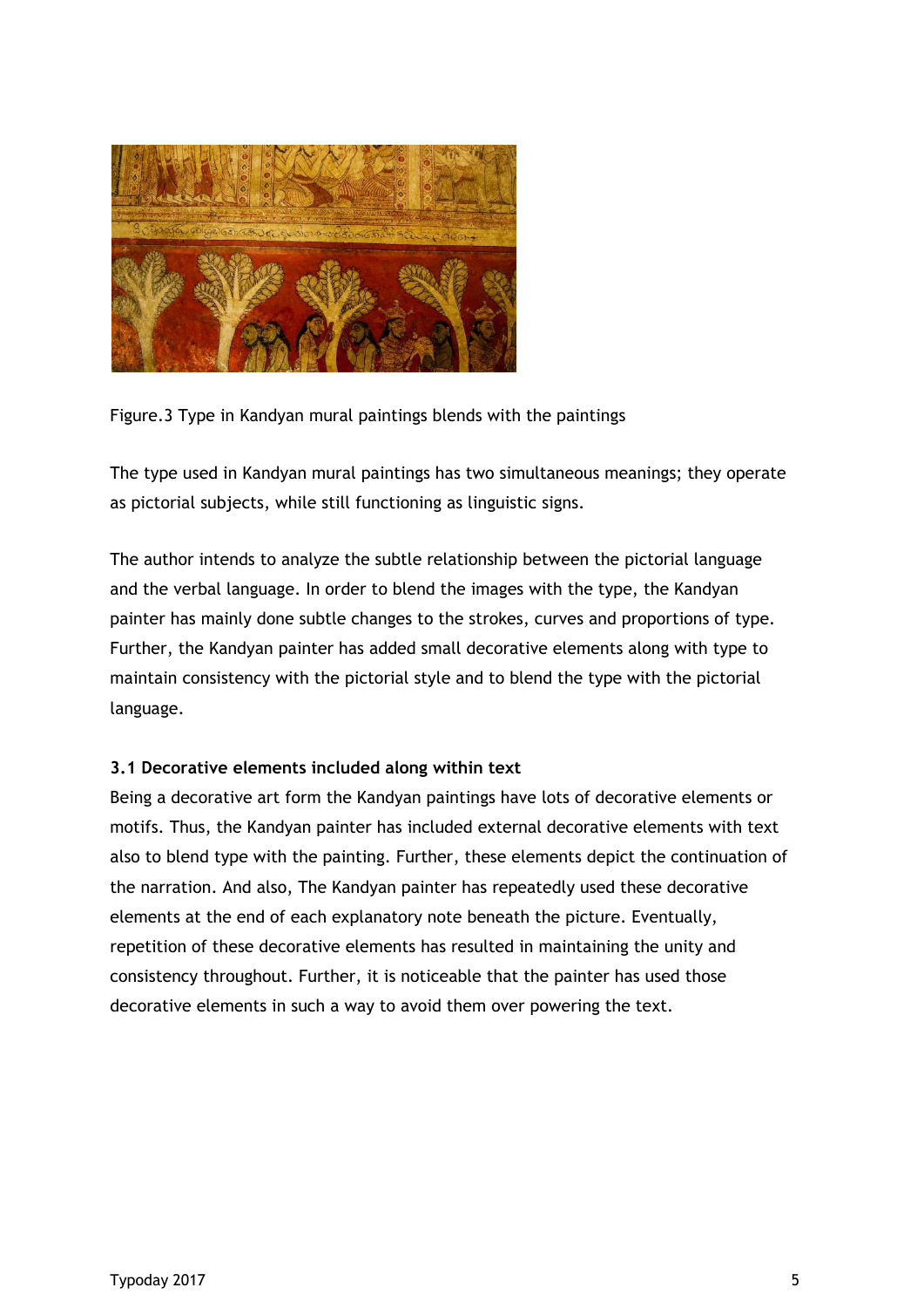Figure.3 Type in Kandyan mural paintings blends with the paintings

The type used in Kandyan mural paintings has two simultaneous meanings; they operate as pictorial subjects, while still functioning as linguistic signs.

The author intends to analyze the subtle relationship between the pictorial language and the verbal language. In order to blend the images with the type, the Kandyan painter has mainly done subtle changes to the strokes, curves and proportions of type. Further, the Kandyan painter has added small decorative elements along with type to maintain consistency with the pictorial style and to blend the type with the pictorial language.

### 3.1 Decorative elements included along within text

Being a decorative art form the Kandyan paintings have lots of decorative elements or motifs. Thus, the Kandyan painter has included external decorative elements with text also to blend type with the painting. Further, these elements depict the continuation of the narration. And also, The Kandyan painter has repeatedly used these decorative elements at the end of each explanatory note beneath the picture. Eventually, repetition of these decorative elements has resulted in maintaining the unity and consistency throughout. Further, it is noticeable that the painter has used those decorative elements in such a way to avoid them over powering the text.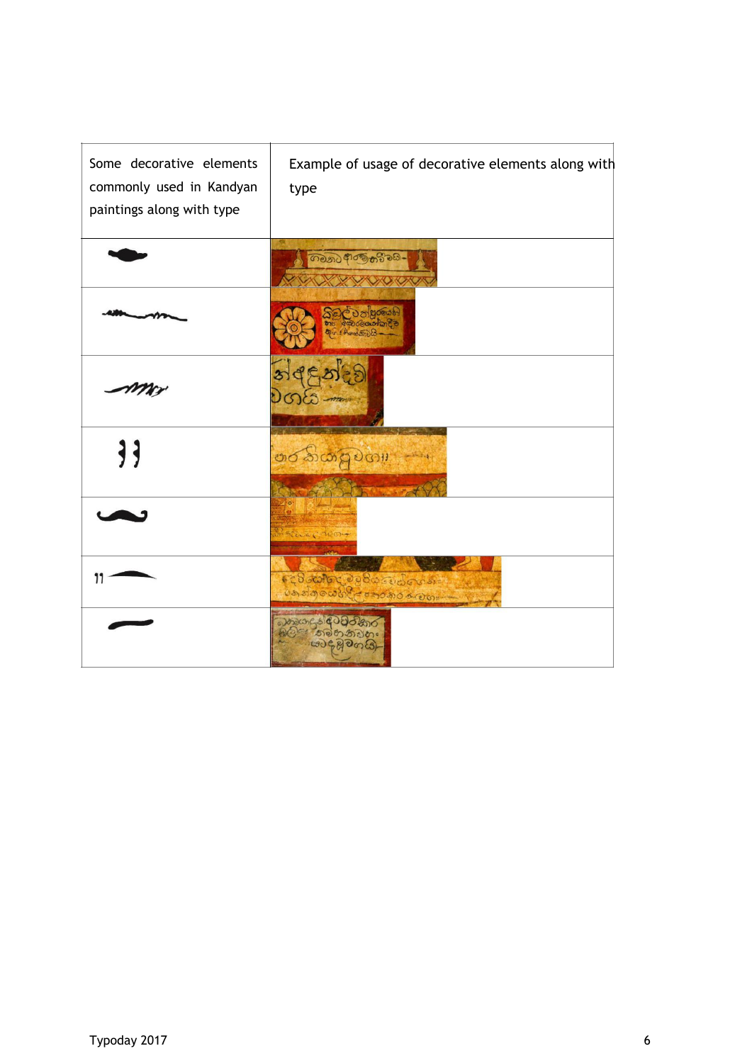| Some decorative elements commonly used in Kandyan paintings along with type | Example of usage of decorative elements along with type |
| --- | --- |
| | |
| | |
| | |
| | |
| | |
| | |
| | |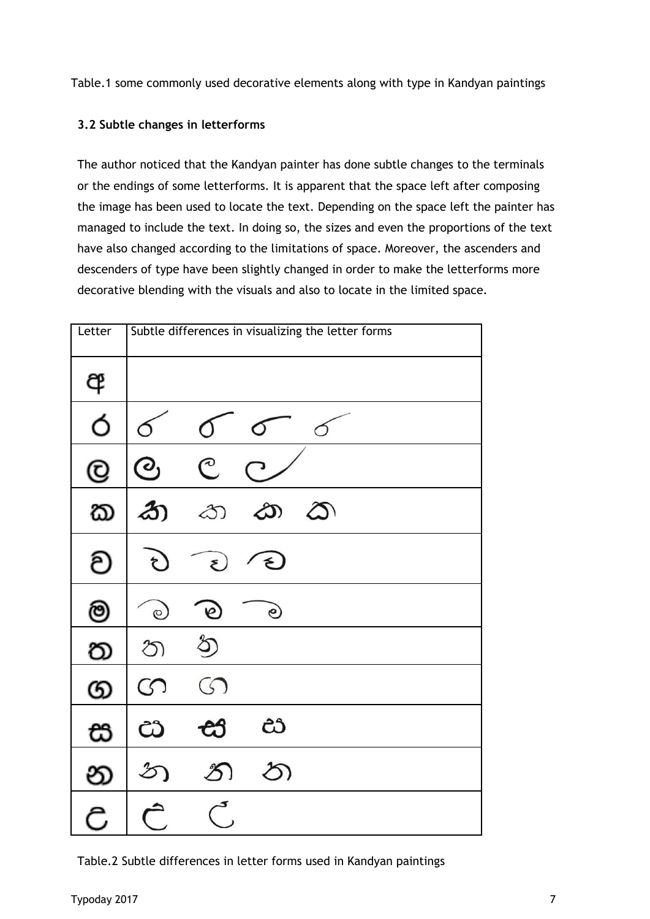Table.1 some commonly used decorative elements along with type in Kandyan paintings

### 3.2 Subtle changes in letterforms

The author noticed that the Kandyan painter has done subtle changes to the terminals or the endings of some letterforms. It is apparent that the space left after composing the image has been used to locate the text. Depending on the space left the painter has managed to include the text. In doing so, the sizes and even the proportions of the text have also changed according to the limitations of space. Moreover, the ascenders and descenders of type have been slightly changed in order to make the letterforms more decorative blending with the visuals and also to locate in the limited space.

| Letter | Subtle differences in visualizing the letter forms |
|---|---|
| අ | |
| ර | |
| ල | |
| ක | |
| ච | |
| ම | |
| ත | |
| ග | |
| ස | |
| න | |
| ෆ | |

Table.2 Subtle differences in letter forms used in Kandyan paintings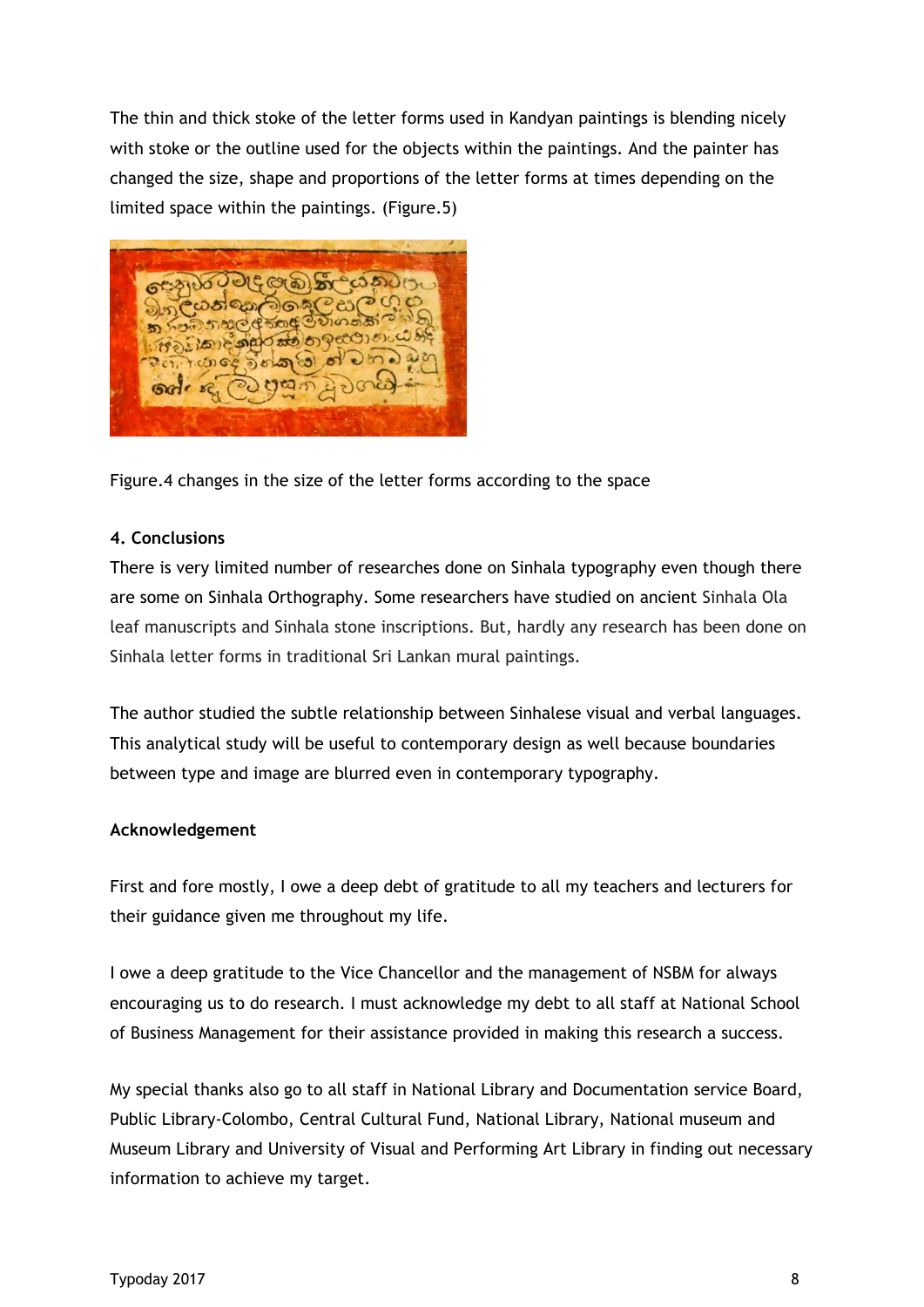The thin and thick stoke of the letter forms used in Kandyan paintings is blending nicely with stoke or the outline used for the objects within the paintings. And the painter has changed the size, shape and proportions of the letter forms at times depending on the limited space within the paintings. (Figure.5)

Figure.4 changes in the size of the letter forms according to the space

**4. Conclusions**

There is very limited number of researches done on Sinhala typography even though there are some on Sinhala Orthography. Some researchers have studied on ancient Sinhala Ola leaf manuscripts and Sinhala stone inscriptions. But, hardly any research has been done on Sinhala letter forms in traditional Sri Lankan mural paintings.

The author studied the subtle relationship between Sinhalese visual and verbal languages. This analytical study will be useful to contemporary design as well because boundaries between type and image are blurred even in contemporary typography.

**Acknowledgement**

First and fore mostly, I owe a deep debt of gratitude to all my teachers and lecturers for their guidance given me throughout my life.

I owe a deep gratitude to the Vice Chancellor and the management of NSBM for always encouraging us to do research. I must acknowledge my debt to all staff at National School of Business Management for their assistance provided in making this research a success.

My special thanks also go to all staff in National Library and Documentation service Board, Public Library-Colombo, Central Cultural Fund, National Library, National museum and Museum Library and University of Visual and Performing Art Library in finding out necessary information to achieve my target.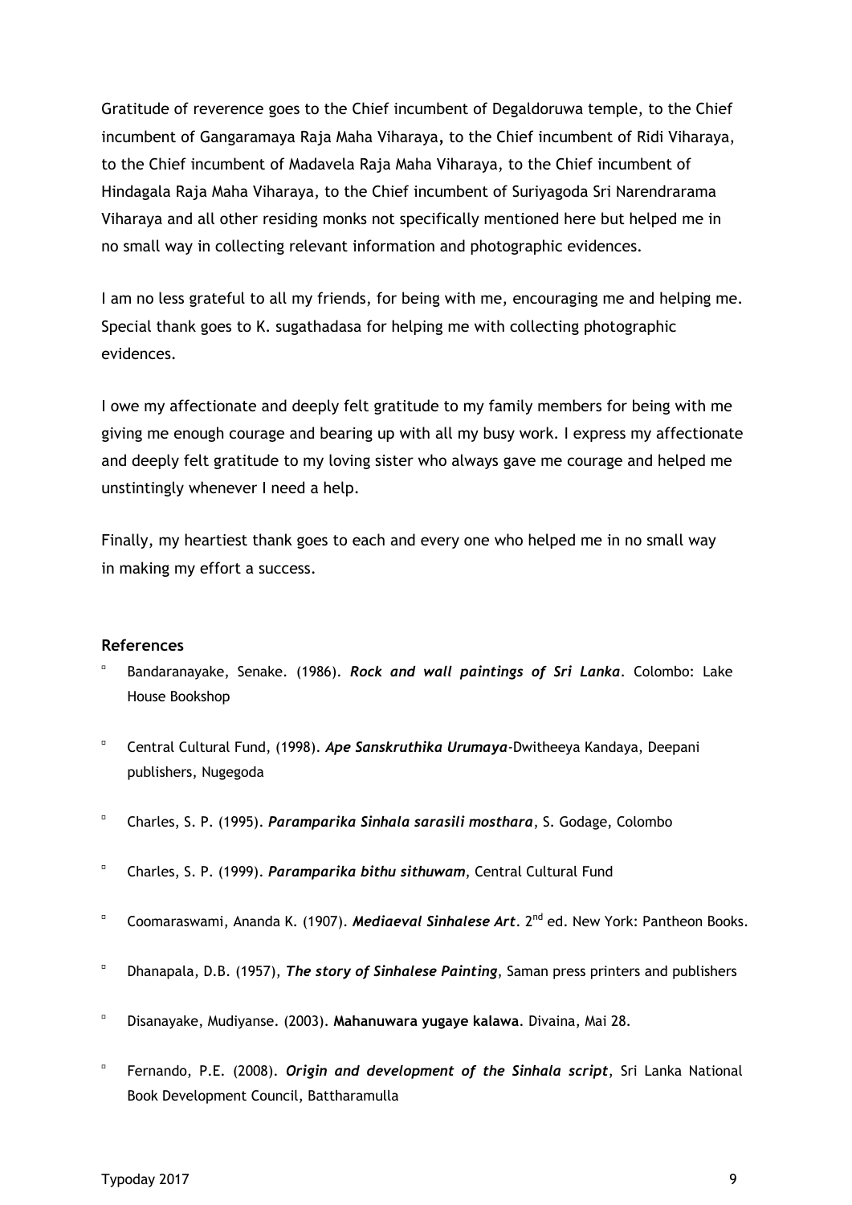Gratitude of reverence goes to the Chief incumbent of Degaldoruwa temple, to the Chief incumbent of Gangaramaya Raja Maha Viharaya**,** to the Chief incumbent of Ridi Viharaya, to the Chief incumbent of Madavela Raja Maha Viharaya, to the Chief incumbent of Hindagala Raja Maha Viharaya, to the Chief incumbent of Suriyagoda Sri Narendrarama Viharaya and all other residing monks not specifically mentioned here but helped me in no small way in collecting relevant information and photographic evidences.

I am no less grateful to all my friends, for being with me, encouraging me and helping me. Special thank goes to K. sugathadasa for helping me with collecting photographic evidences.

I owe my affectionate and deeply felt gratitude to my family members for being with me giving me enough courage and bearing up with all my busy work. I express my affectionate and deeply felt gratitude to my loving sister who always gave me courage and helped me unstintingly whenever I need a help.

Finally, my heartiest thank goes to each and every one who helped me in no small way in making my effort a success.

## References

- Bandaranayake, Senake. (1986). ***Rock and wall paintings of Sri Lanka***. Colombo: Lake House Bookshop
- Central Cultural Fund, (1998). ***Ape Sanskruthika Urumaya***-Dwitheeya Kandaya, Deepani publishers, Nugegoda
- Charles, S. P. (1995). ***Paramparika Sinhala sarasili mosthara***, S. Godage, Colombo
- Charles, S. P. (1999). ***Paramparika bithu sithuwam***, Central Cultural Fund
- Coomaraswami, Ananda K. (1907). ***Mediaeval Sinhalese Art***. 2nd ed. New York: Pantheon Books.
- Dhanapala, D.B. (1957), ***The story of Sinhalese Painting***, Saman press printers and publishers
- Disanayake, Mudiyanse. (2003). **Mahanuwara yugaye kalawa**. Divaina, Mai 28.
- Fernando, P.E. (2008). ***Origin and development of the Sinhala script***, Sri Lanka National Book Development Council, Battharamulla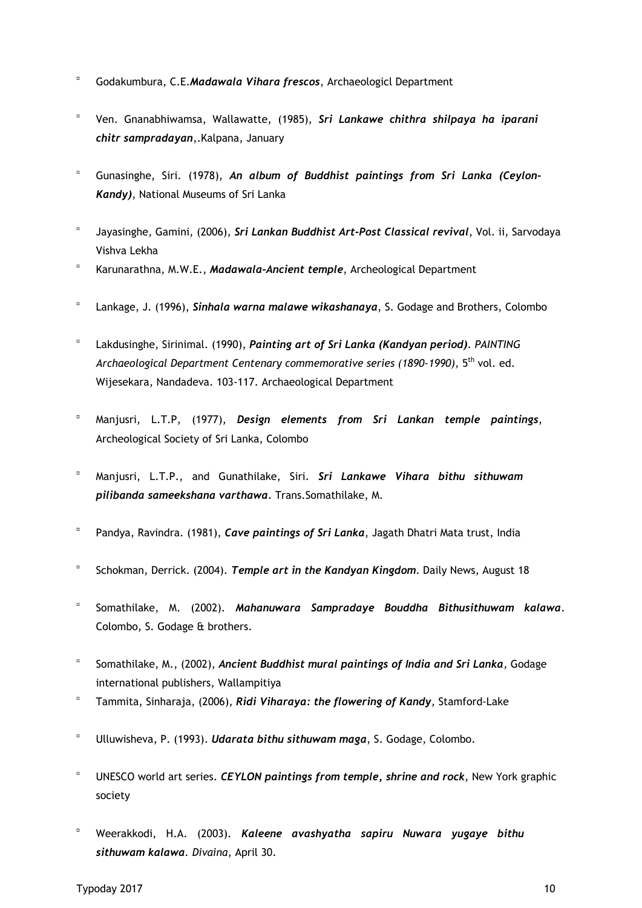- Godakumbura, C.E.***Madawala Vihara frescos***, Archaeologicl Department
- Ven. Gnanabhiwamsa, Wallawatte, (1985), ***Sri Lankawe chithra shilpaya ha iparani chitr sampradayan***,.Kalpana, January
- Gunasinghe, Siri. (1978), ***An album of Buddhist paintings from Sri Lanka (Ceylon-Kandy)***, National Museums of Sri Lanka
- Jayasinghe, Gamini, (2006), ***Sri Lankan Buddhist Art-Post Classical revival***, Vol. ii, Sarvodaya Vishva Lekha
- Karunarathna, M.W.E., ***Madawala-Ancient temple***, Archeological Department
- Lankage, J. (1996), ***Sinhala warna malawe wikashanaya***, S. Godage and Brothers, Colombo
- Lakdusinghe, Sirinimal. (1990), ***Painting art of Sri Lanka (Kandyan period)***. *PAINTING Archaeological Department Centenary commemorative series (1890-1990)*, 5th vol. ed. Wijesekara, Nandadeva. 103-117. Archaeological Department
- Manjusri, L.T.P, (1977), ***Design elements from Sri Lankan temple paintings***, Archeological Society of Sri Lanka, Colombo
- Manjusri, L.T.P., and Gunathilake, Siri. ***Sri Lankawe Vihara bithu sithuwam pilibanda sameekshana varthawa***. Trans.Somathilake, M.
- Pandya, Ravindra. (1981), ***Cave paintings of Sri Lanka***, Jagath Dhatri Mata trust, India
- Schokman, Derrick. (2004). ***Temple art in the Kandyan Kingdom***. Daily News, August 18
- Somathilake, M. (2002). ***Mahanuwara Sampradaye Bouddha Bithusithuwam kalawa***. Colombo, S. Godage & brothers.
- Somathilake, M., (2002), ***Ancient Buddhist mural paintings of India and Sri Lanka***, Godage international publishers, Wallampitiya
- Tammita, Sinharaja, (2006), ***Ridi Viharaya: the flowering of Kandy***, Stamford-Lake
- Ulluwisheva, P. (1993). ***Udarata bithu sithuwam maga***, S. Godage, Colombo.
- UNESCO world art series. ***CEYLON paintings from temple, shrine and rock***, New York graphic society
- Weerakkodi, H.A. (2003). ***Kaleene avashyatha sapiru Nuwara yugaye bithu sithuwam kalawa***. *Divaina*, April 30.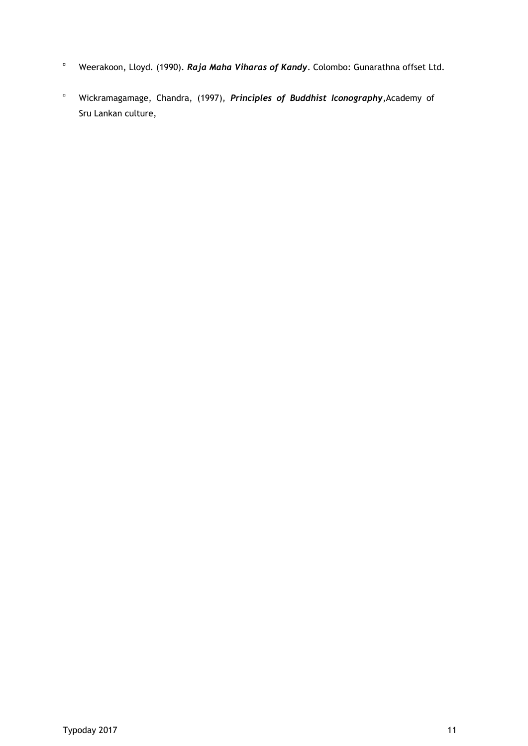- Weerakoon, Lloyd. (1990). ***Raja Maha Viharas of Kandy***. Colombo: Gunarathna offset Ltd.

- Wickramagamage, Chandra, (1997), ***Principles of Buddhist Iconography***,Academy of Sru Lankan culture,